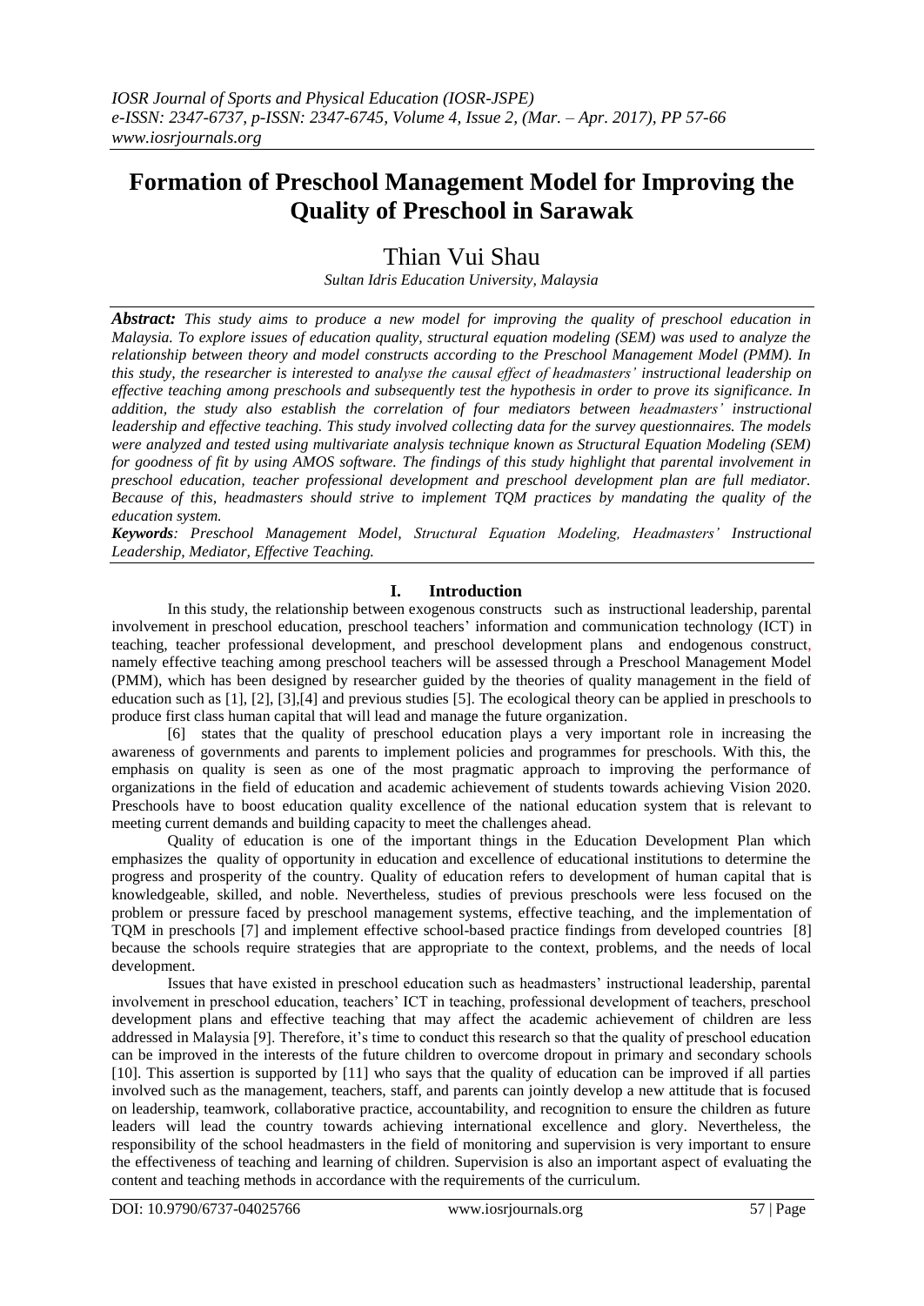# Formation of Preschool Management Model for Improving the Quality of Preschool in Sarawak

## Thian Vui Shau

*Sultan Idris Education University, Malaysia*

***Abstract:*** *This study aims to produce a new model for improving the quality of preschool education in Malaysia. To explore issues of education quality, structural equation modeling (SEM) was used to analyze the relationship between theory and model constructs according to the Preschool Management Model (PMM). In this study, the researcher is interested to analyse the causal effect of headmasters' instructional leadership on effective teaching among preschools and subsequently test the hypothesis in order to prove its significance. In addition, the study also establish the correlation of four mediators between headmasters' instructional leadership and effective teaching. This study involved collecting data for the survey questionnaires. The models were analyzed and tested using multivariate analysis technique known as Structural Equation Modeling (SEM) for goodness of fit by using AMOS software. The findings of this study highlight that parental involvement in preschool education, teacher professional development and preschool development plan are full mediator. Because of this, headmasters should strive to implement TQM practices by mandating the quality of the education system.*

***Keywords****: Preschool Management Model, Structural Equation Modeling, Headmasters' Instructional Leadership, Mediator, Effective Teaching.*

## I. Introduction

In this study, the relationship between exogenous constructs such as instructional leadership, parental involvement in preschool education, preschool teachers' information and communication technology (ICT) in teaching, teacher professional development, and preschool development plans and endogenous construct, namely effective teaching among preschool teachers will be assessed through a Preschool Management Model (PMM), which has been designed by researcher guided by the theories of quality management in the field of education such as [1], [2], [3],[4] and previous studies [5]. The ecological theory can be applied in preschools to produce first class human capital that will lead and manage the future organization.

[6] states that the quality of preschool education plays a very important role in increasing the awareness of governments and parents to implement policies and programmes for preschools. With this, the emphasis on quality is seen as one of the most pragmatic approach to improving the performance of organizations in the field of education and academic achievement of students towards achieving Vision 2020. Preschools have to boost education quality excellence of the national education system that is relevant to meeting current demands and building capacity to meet the challenges ahead.

Quality of education is one of the important things in the Education Development Plan which emphasizes the quality of opportunity in education and excellence of educational institutions to determine the progress and prosperity of the country. Quality of education refers to development of human capital that is knowledgeable, skilled, and noble. Nevertheless, studies of previous preschools were less focused on the problem or pressure faced by preschool management systems, effective teaching, and the implementation of TQM in preschools [7] and implement effective school-based practice findings from developed countries [8] because the schools require strategies that are appropriate to the context, problems, and the needs of local development.

Issues that have existed in preschool education such as headmasters' instructional leadership, parental involvement in preschool education, teachers' ICT in teaching, professional development of teachers, preschool development plans and effective teaching that may affect the academic achievement of children are less addressed in Malaysia [9]. Therefore, it's time to conduct this research so that the quality of preschool education can be improved in the interests of the future children to overcome dropout in primary and secondary schools [10]. This assertion is supported by [11] who says that the quality of education can be improved if all parties involved such as the management, teachers, staff, and parents can jointly develop a new attitude that is focused on leadership, teamwork, collaborative practice, accountability, and recognition to ensure the children as future leaders will lead the country towards achieving international excellence and glory. Nevertheless, the responsibility of the school headmasters in the field of monitoring and supervision is very important to ensure the effectiveness of teaching and learning of children. Supervision is also an important aspect of evaluating the content and teaching methods in accordance with the requirements of the curriculum.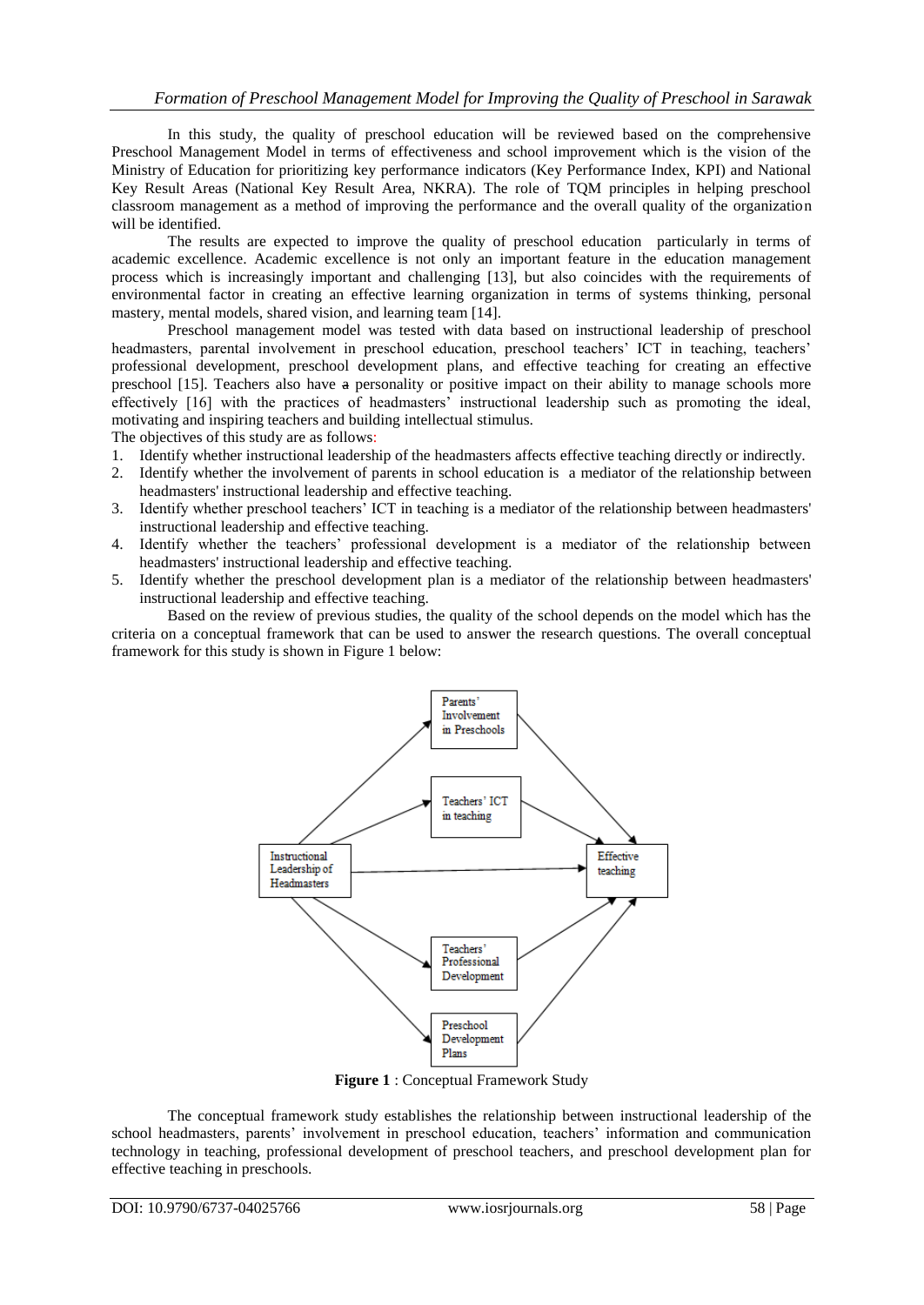In this study, the quality of preschool education will be reviewed based on the comprehensive Preschool Management Model in terms of effectiveness and school improvement which is the vision of the Ministry of Education for prioritizing key performance indicators (Key Performance Index, KPI) and National Key Result Areas (National Key Result Area, NKRA). The role of TQM principles in helping preschool classroom management as a method of improving the performance and the overall quality of the organization will be identified.

The results are expected to improve the quality of preschool education particularly in terms of academic excellence. Academic excellence is not only an important feature in the education management process which is increasingly important and challenging [13], but also coincides with the requirements of environmental factor in creating an effective learning organization in terms of systems thinking, personal mastery, mental models, shared vision, and learning team [14].

Preschool management model was tested with data based on instructional leadership of preschool headmasters, parental involvement in preschool education, preschool teachers' ICT in teaching, teachers' professional development, preschool development plans, and effective teaching for creating an effective preschool [15]. Teachers also have a personality or positive impact on their ability to manage schools more effectively [16] with the practices of headmasters' instructional leadership such as promoting the ideal, motivating and inspiring teachers and building intellectual stimulus.

The objectives of this study are as follows:

1. Identify whether instructional leadership of the headmasters affects effective teaching directly or indirectly.
2. Identify whether the involvement of parents in school education is a mediator of the relationship between headmasters' instructional leadership and effective teaching.
3. Identify whether preschool teachers' ICT in teaching is a mediator of the relationship between headmasters' instructional leadership and effective teaching.
4. Identify whether the teachers' professional development is a mediator of the relationship between headmasters' instructional leadership and effective teaching.
5. Identify whether the preschool development plan is a mediator of the relationship between headmasters' instructional leadership and effective teaching.

Based on the review of previous studies, the quality of the school depends on the model which has the criteria on a conceptual framework that can be used to answer the research questions. The overall conceptual framework for this study is shown in Figure 1 below:

**Figure 1** : Conceptual Framework Study

The conceptual framework study establishes the relationship between instructional leadership of the school headmasters, parents' involvement in preschool education, teachers' information and communication technology in teaching, professional development of preschool teachers, and preschool development plan for effective teaching in preschools.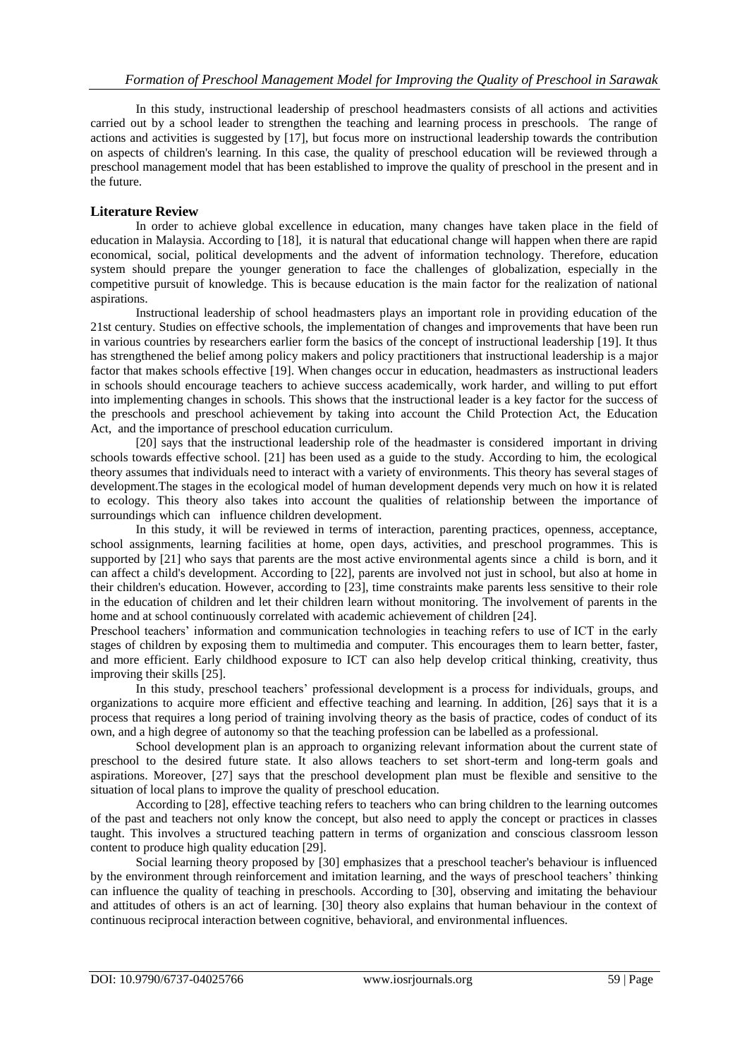In this study, instructional leadership of preschool headmasters consists of all actions and activities carried out by a school leader to strengthen the teaching and learning process in preschools. The range of actions and activities is suggested by [17], but focus more on instructional leadership towards the contribution on aspects of children's learning. In this case, the quality of preschool education will be reviewed through a preschool management model that has been established to improve the quality of preschool in the present and in the future.

## Literature Review

In order to achieve global excellence in education, many changes have taken place in the field of education in Malaysia. According to [18], it is natural that educational change will happen when there are rapid economical, social, political developments and the advent of information technology. Therefore, education system should prepare the younger generation to face the challenges of globalization, especially in the competitive pursuit of knowledge. This is because education is the main factor for the realization of national aspirations.

Instructional leadership of school headmasters plays an important role in providing education of the 21st century. Studies on effective schools, the implementation of changes and improvements that have been run in various countries by researchers earlier form the basics of the concept of instructional leadership [19]. It thus has strengthened the belief among policy makers and policy practitioners that instructional leadership is a major factor that makes schools effective [19]. When changes occur in education, headmasters as instructional leaders in schools should encourage teachers to achieve success academically, work harder, and willing to put effort into implementing changes in schools. This shows that the instructional leader is a key factor for the success of the preschools and preschool achievement by taking into account the Child Protection Act, the Education Act, and the importance of preschool education curriculum.

[20] says that the instructional leadership role of the headmaster is considered important in driving schools towards effective school. [21] has been used as a guide to the study. According to him, the ecological theory assumes that individuals need to interact with a variety of environments. This theory has several stages of development.The stages in the ecological model of human development depends very much on how it is related to ecology. This theory also takes into account the qualities of relationship between the importance of surroundings which can influence children development.

In this study, it will be reviewed in terms of interaction, parenting practices, openness, acceptance, school assignments, learning facilities at home, open days, activities, and preschool programmes. This is supported by [21] who says that parents are the most active environmental agents since a child is born, and it can affect a child's development. According to [22], parents are involved not just in school, but also at home in their children's education. However, according to [23], time constraints make parents less sensitive to their role in the education of children and let their children learn without monitoring. The involvement of parents in the home and at school continuously correlated with academic achievement of children [24].

Preschool teachers' information and communication technologies in teaching refers to use of ICT in the early stages of children by exposing them to multimedia and computer. This encourages them to learn better, faster, and more efficient. Early childhood exposure to ICT can also help develop critical thinking, creativity, thus improving their skills [25].

In this study, preschool teachers' professional development is a process for individuals, groups, and organizations to acquire more efficient and effective teaching and learning. In addition, [26] says that it is a process that requires a long period of training involving theory as the basis of practice, codes of conduct of its own, and a high degree of autonomy so that the teaching profession can be labelled as a professional.

School development plan is an approach to organizing relevant information about the current state of preschool to the desired future state. It also allows teachers to set short-term and long-term goals and aspirations. Moreover, [27] says that the preschool development plan must be flexible and sensitive to the situation of local plans to improve the quality of preschool education.

According to [28], effective teaching refers to teachers who can bring children to the learning outcomes of the past and teachers not only know the concept, but also need to apply the concept or practices in classes taught. This involves a structured teaching pattern in terms of organization and conscious classroom lesson content to produce high quality education [29].

Social learning theory proposed by [30] emphasizes that a preschool teacher's behaviour is influenced by the environment through reinforcement and imitation learning, and the ways of preschool teachers' thinking can influence the quality of teaching in preschools. According to [30], observing and imitating the behaviour and attitudes of others is an act of learning. [30] theory also explains that human behaviour in the context of continuous reciprocal interaction between cognitive, behavioral, and environmental influences.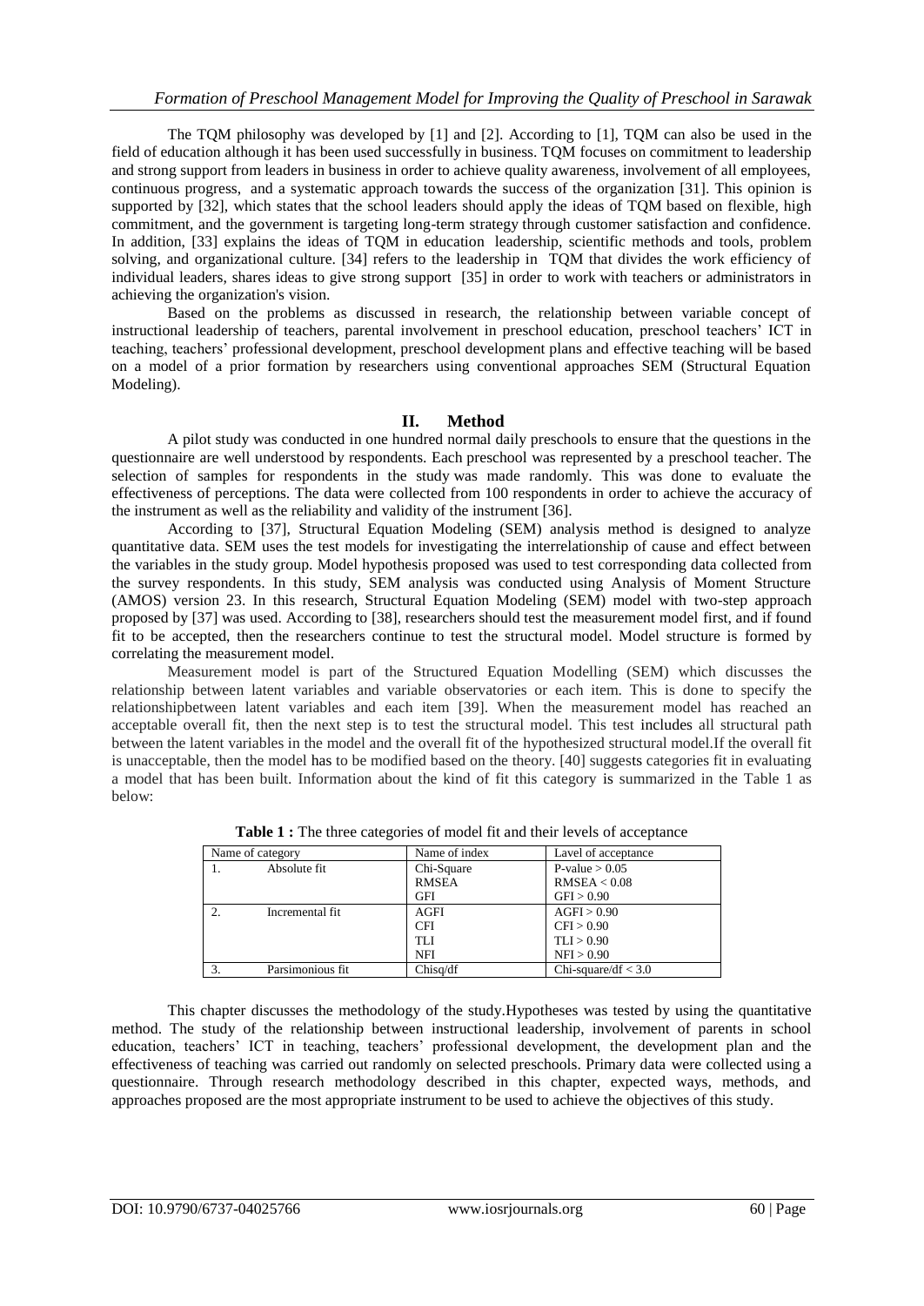The TQM philosophy was developed by [1] and [2]. According to [1], TQM can also be used in the field of education although it has been used successfully in business. TQM focuses on commitment to leadership and strong support from leaders in business in order to achieve quality awareness, involvement of all employees, continuous progress, and a systematic approach towards the success of the organization [31]. This opinion is supported by [32], which states that the school leaders should apply the ideas of TQM based on flexible, high commitment, and the government is targeting long-term strategy through customer satisfaction and confidence. In addition, [33] explains the ideas of TQM in education leadership, scientific methods and tools, problem solving, and organizational culture. [34] refers to the leadership in TQM that divides the work efficiency of individual leaders, shares ideas to give strong support [35] in order to work with teachers or administrators in achieving the organization's vision.

Based on the problems as discussed in research, the relationship between variable concept of instructional leadership of teachers, parental involvement in preschool education, preschool teachers' ICT in teaching, teachers' professional development, preschool development plans and effective teaching will be based on a model of a prior formation by researchers using conventional approaches SEM (Structural Equation Modeling).

## II. Method

A pilot study was conducted in one hundred normal daily preschools to ensure that the questions in the questionnaire are well understood by respondents. Each preschool was represented by a preschool teacher. The selection of samples for respondents in the study was made randomly. This was done to evaluate the effectiveness of perceptions. The data were collected from 100 respondents in order to achieve the accuracy of the instrument as well as the reliability and validity of the instrument [36].

According to [37], Structural Equation Modeling (SEM) analysis method is designed to analyze quantitative data. SEM uses the test models for investigating the interrelationship of cause and effect between the variables in the study group. Model hypothesis proposed was used to test corresponding data collected from the survey respondents. In this study, SEM analysis was conducted using Analysis of Moment Structure (AMOS) version 23. In this research, Structural Equation Modeling (SEM) model with two-step approach proposed by [37] was used. According to [38], researchers should test the measurement model first, and if found fit to be accepted, then the researchers continue to test the structural model. Model structure is formed by correlating the measurement model.

Measurement model is part of the Structured Equation Modelling (SEM) which discusses the relationship between latent variables and variable observatories or each item. This is done to specify the relationshipbetween latent variables and each item [39]. When the measurement model has reached an acceptable overall fit, then the next step is to test the structural model. This test includes all structural path between the latent variables in the model and the overall fit of the hypothesized structural model.If the overall fit is unacceptable, then the model has to be modified based on the theory. [40] suggests categories fit in evaluating a model that has been built. Information about the kind of fit this category is summarized in the Table 1 as below:

**Table 1 :** The three categories of model fit and their levels of acceptance

| Name of category | Name of index | Lavel of acceptance |
|---|---|---|
| 1. Absolute fit | Chi-Square<br>RMSEA<br>GFI | P-value > 0.05<br>RMSEA < 0.08<br>GFI > 0.90 |
| 2. Incremental fit | AGFI<br>CFI<br>TLI<br>NFI | AGFI > 0.90<br>CFI > 0.90<br>TLI > 0.90<br>NFI > 0.90 |
| 3. Parsimonious fit | Chisq/df | Chi-square/df < 3.0 |

This chapter discusses the methodology of the study.Hypotheses was tested by using the quantitative method. The study of the relationship between instructional leadership, involvement of parents in school education, teachers' ICT in teaching, teachers' professional development, the development plan and the effectiveness of teaching was carried out randomly on selected preschools. Primary data were collected using a questionnaire. Through research methodology described in this chapter, expected ways, methods, and approaches proposed are the most appropriate instrument to be used to achieve the objectives of this study.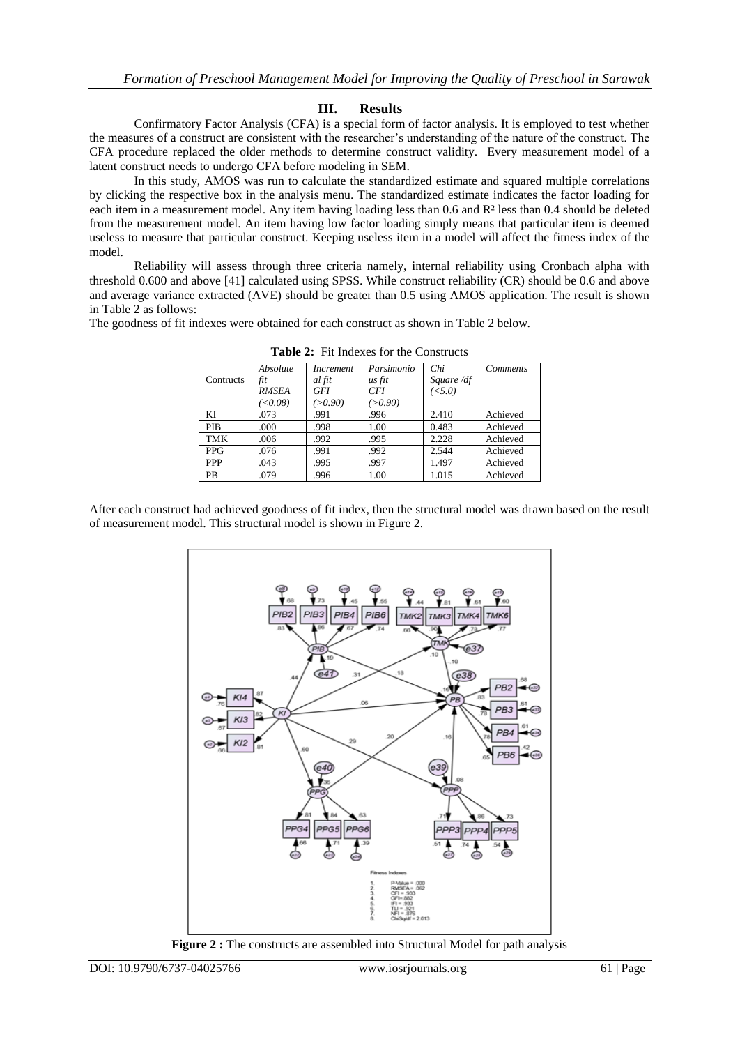## III. Results

Confirmatory Factor Analysis (CFA) is a special form of factor analysis. It is employed to test whether the measures of a construct are consistent with the researcher's understanding of the nature of the construct. The CFA procedure replaced the older methods to determine construct validity. Every measurement model of a latent construct needs to undergo CFA before modeling in SEM.

In this study, AMOS was run to calculate the standardized estimate and squared multiple correlations by clicking the respective box in the analysis menu. The standardized estimate indicates the factor loading for each item in a measurement model. Any item having loading less than 0.6 and $R^2$ less than 0.4 should be deleted from the measurement model. An item having low factor loading simply means that particular item is deemed useless to measure that particular construct. Keeping useless item in a model will affect the fitness index of the model.

Reliability will assess through three criteria namely, internal reliability using Cronbach alpha with threshold 0.600 and above [41] calculated using SPSS. While construct reliability (CR) should be 0.6 and above and average variance extracted (AVE) should be greater than 0.5 using AMOS application. The result is shown in Table 2 as follows:

The goodness of fit indexes were obtained for each construct as shown in Table 2 below.

**Table 2:** Fit Indexes for the Constructs

| Contructs | *Absolute fit RMSEA (<0.08)* | *Incremental fit GFI (>0.90)* | *Parsimonious fit CFI (>0.90)* | *Chi Square /df (<5.0)* | *Comments* |
|---|---|---|---|---|---|
| KI | .073 | .991 | .996 | 2.410 | Achieved |
| PIB | .000 | .998 | 1.00 | 0.483 | Achieved |
| TMK | .006 | .992 | .995 | 2.228 | Achieved |
| PPG | .076 | .991 | .992 | 2.544 | Achieved |
| PPP | .043 | .995 | .997 | 1.497 | Achieved |
| PB | .079 | .996 | 1.00 | 1.015 | Achieved |

After each construct had achieved goodness of fit index, then the structural model was drawn based on the result of measurement model. This structural model is shown in Figure 2.

**Figure 2 :** The constructs are assembled into Structural Model for path analysis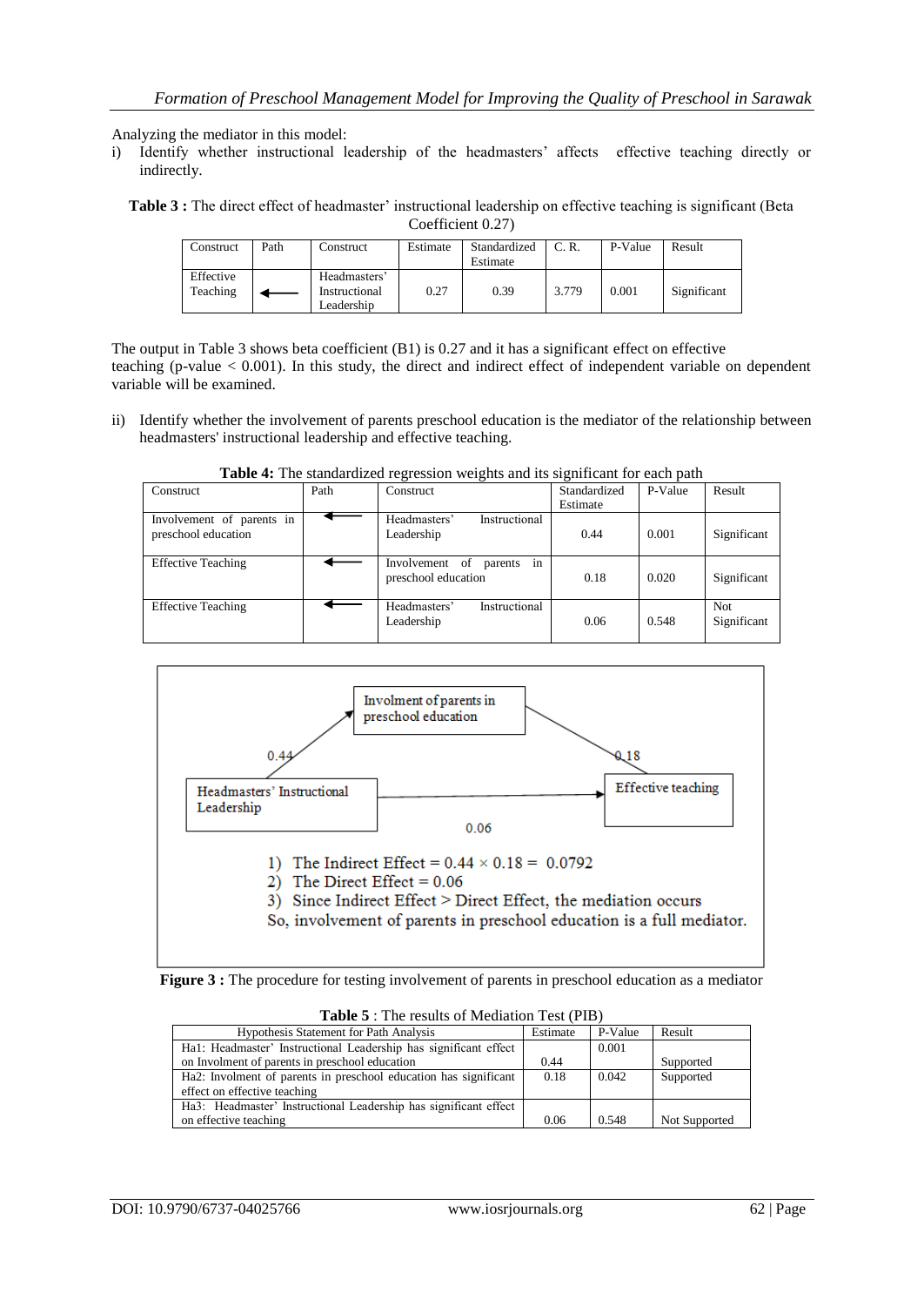Analyzing the mediator in this model:

i) Identify whether instructional leadership of the headmasters' affects effective teaching directly or indirectly.

**Table 3 :** The direct effect of headmaster' instructional leadership on effective teaching is significant (Beta Coefficient 0.27)

| Construct | Path | Construct | Estimate | Standardized Estimate | C. R. | P-Value | Result |
|---|---|---|---|---|---|---|---|
| Effective Teaching | ⟵ | Headmasters' Instructional Leadership | 0.27 | 0.39 | 3.779 | 0.001 | Significant |

The output in Table 3 shows beta coefficient (B1) is 0.27 and it has a significant effect on effective teaching (p-value < 0.001). In this study, the direct and indirect effect of independent variable on dependent variable will be examined.

ii) Identify whether the involvement of parents preschool education is the mediator of the relationship between headmasters' instructional leadership and effective teaching.

**Table 4:** The standardized regression weights and its significant for each path

| Construct | Path | Construct | Standardized Estimate | P-Value | Result |
|---|---|---|---|---|---|
| Involvement of parents in preschool education | ⟵ | Headmasters' Instructional Leadership | 0.44 | 0.001 | Significant |
| Effective Teaching | ⟵ | Involvement of parents in preschool education | 0.18 | 0.020 | Significant |
| Effective Teaching | ⟵ | Headmasters' Instructional Leadership | 0.06 | 0.548 | Not Significant |

Involment of parents in preschool education

Headmasters' Instructional Leadership

Effective teaching

0.44 | 0.18 | 0.06

1) The Indirect Effect = 0.44 × 0.18 = 0.0792
2) The Direct Effect = 0.06
3) Since Indirect Effect > Direct Effect, the mediation occurs

So, involvement of parents in preschool education is a full mediator.

**Figure 3 :** The procedure for testing involvement of parents in preschool education as a mediator

**Table 5** : The results of Mediation Test (PIB)

| Hypothesis Statement for Path Analysis | Estimate | P-Value | Result |
|---|---|---|---|
| Ha1: Headmaster' Instructional Leadership has significant effect on Involment of parents in preschool education | 0.44 | 0.001 | Supported |
| Ha2: Involment of parents in preschool education has significant effect on effective teaching | 0.18 | 0.042 | Supported |
| Ha3: Headmaster' Instructional Leadership has significant effect on effective teaching | 0.06 | 0.548 | Not Supported |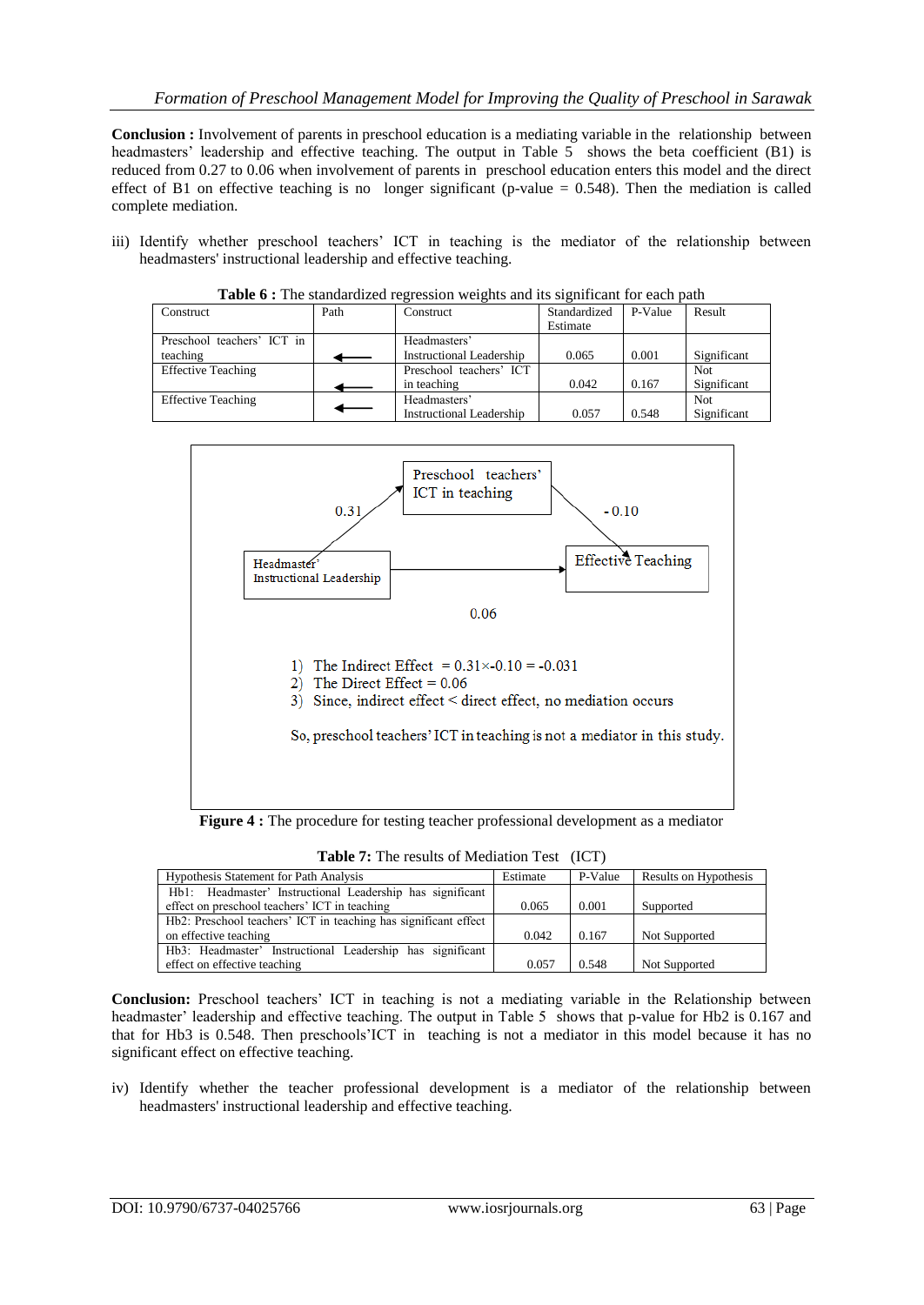**Conclusion :** Involvement of parents in preschool education is a mediating variable in the relationship between headmasters' leadership and effective teaching. The output in Table 5 shows the beta coefficient (B1) is reduced from 0.27 to 0.06 when involvement of parents in preschool education enters this model and the direct effect of B1 on effective teaching is no longer significant (p-value = 0.548). Then the mediation is called complete mediation.

iii) Identify whether preschool teachers' ICT in teaching is the mediator of the relationship between headmasters' instructional leadership and effective teaching.

**Table 6 :** The standardized regression weights and its significant for each path

| Construct | Path | Construct | Standardized Estimate | P-Value | Result |
|---|---|---|---|---|---|
| Preschool teachers' ICT in teaching | ⟵ | Headmasters' Instructional Leadership | 0.065 | 0.001 | Significant |
| Effective Teaching | ⟵ | Preschool teachers' ICT in teaching | 0.042 | 0.167 | Not Significant |
| Effective Teaching | ⟵ | Headmasters' Instructional Leadership | 0.057 | 0.548 | Not Significant |

Preschool teachers' ICT in teaching

0.31

- 0.10

Headmaster' Instructional Leadership

Effective Teaching

0.06

1) The Indirect Effect $= 0.31 \times -0.10 = -0.031$
2) The Direct Effect = 0.06
3) Since, indirect effect < direct effect, no mediation occurs

So, preschool teachers' ICT in teaching is not a mediator in this study.

**Figure 4 :** The procedure for testing teacher professional development as a mediator

**Table 7:** The results of Mediation Test (ICT)

| Hypothesis Statement for Path Analysis | Estimate | P-Value | Results on Hypothesis |
|---|---|---|---|
| Hb1: Headmaster' Instructional Leadership has significant effect on preschool teachers' ICT in teaching | 0.065 | 0.001 | Supported |
| Hb2: Preschool teachers' ICT in teaching has significant effect on effective teaching | 0.042 | 0.167 | Not Supported |
| Hb3: Headmaster' Instructional Leadership has significant effect on effective teaching | 0.057 | 0.548 | Not Supported |

**Conclusion:** Preschool teachers' ICT in teaching is not a mediating variable in the Relationship between headmaster' leadership and effective teaching. The output in Table 5 shows that p-value for Hb2 is 0.167 and that for Hb3 is 0.548. Then preschools'ICT in teaching is not a mediator in this model because it has no significant effect on effective teaching.

iv) Identify whether the teacher professional development is a mediator of the relationship between headmasters' instructional leadership and effective teaching.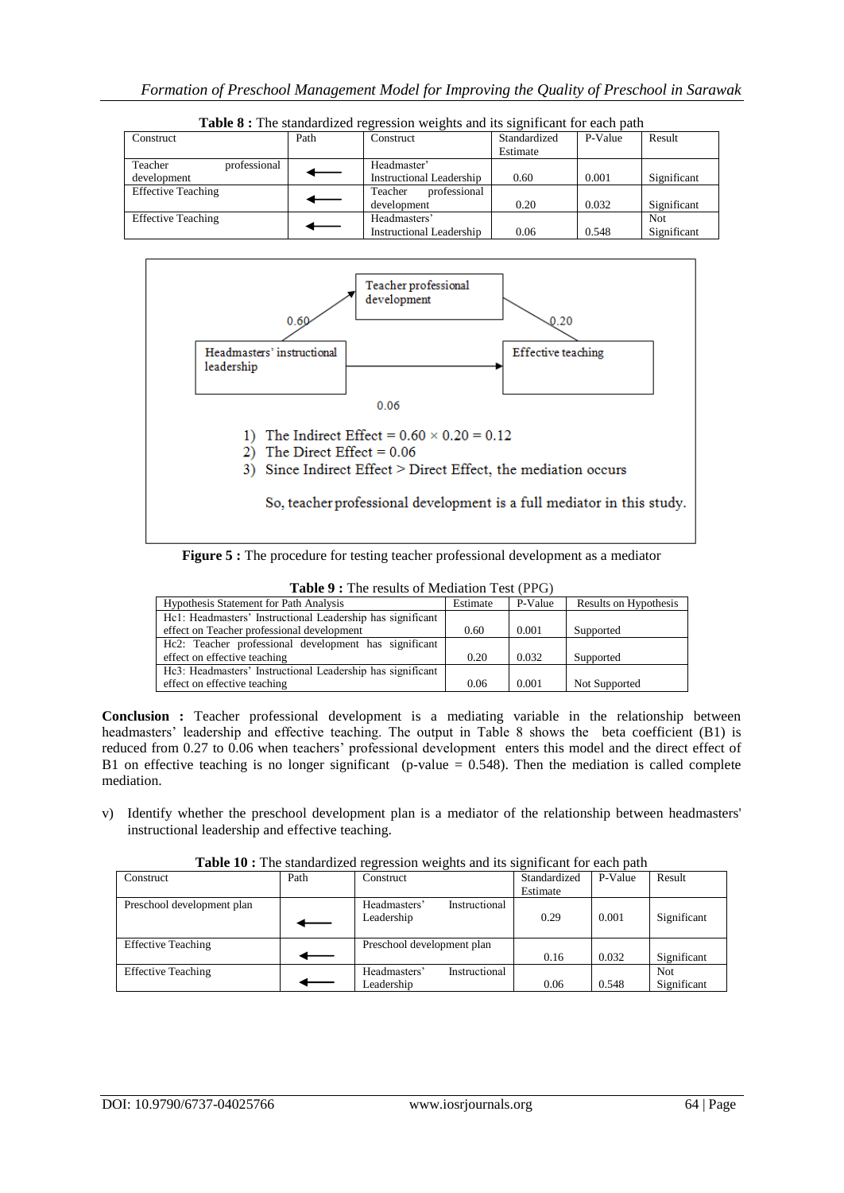**Table 8 :** The standardized regression weights and its significant for each path

| Construct | Path | Construct | Standardized Estimate | P-Value | Result |
|---|---|---|---|---|---|
| Teacher professional development | ⟵ | Headmaster' Instructional Leadership | 0.60 | 0.001 | Significant |
| Effective Teaching | ⟵ | Teacher professional development | 0.20 | 0.032 | Significant |
| Effective Teaching | ⟵ | Headmasters' Instructional Leadership | 0.06 | 0.548 | Not Significant |

Teacher professional development

0.60 &nbsp;&nbsp;&nbsp;&nbsp; 0.20

Headmasters' instructional leadership &nbsp;&nbsp;&nbsp;&nbsp; Effective teaching

0.06

1) The Indirect Effect = $0.60 \times 0.20 = 0.12$
2) The Direct Effect = 0.06
3) Since Indirect Effect > Direct Effect, the mediation occurs

So, teacher professional development is a full mediator in this study.

**Figure 5 :** The procedure for testing teacher professional development as a mediator

**Table 9 :** The results of Mediation Test (PPG)

| Hypothesis Statement for Path Analysis | Estimate | P-Value | Results on Hypothesis |
|---|---|---|---|
| Hc1: Headmasters' Instructional Leadership has significant effect on Teacher professional development | 0.60 | 0.001 | Supported |
| Hc2: Teacher professional development has significant effect on effective teaching | 0.20 | 0.032 | Supported |
| Hc3: Headmasters' Instructional Leadership has significant effect on effective teaching | 0.06 | 0.001 | Not Supported |

**Conclusion :** Teacher professional development is a mediating variable in the relationship between headmasters' leadership and effective teaching. The output in Table 8 shows the beta coefficient (B1) is reduced from 0.27 to 0.06 when teachers' professional development enters this model and the direct effect of B1 on effective teaching is no longer significant (p-value = 0.548). Then the mediation is called complete mediation.

v) Identify whether the preschool development plan is a mediator of the relationship between headmasters' instructional leadership and effective teaching.

**Table 10 :** The standardized regression weights and its significant for each path

| Construct | Path | Construct | Standardized Estimate | P-Value | Result |
|---|---|---|---|---|---|
| Preschool development plan | ⟵ | Headmasters' Instructional Leadership | 0.29 | 0.001 | Significant |
| Effective Teaching | ⟵ | Preschool development plan | 0.16 | 0.032 | Significant |
| Effective Teaching | ⟵ | Headmasters' Instructional Leadership | 0.06 | 0.548 | Not Significant |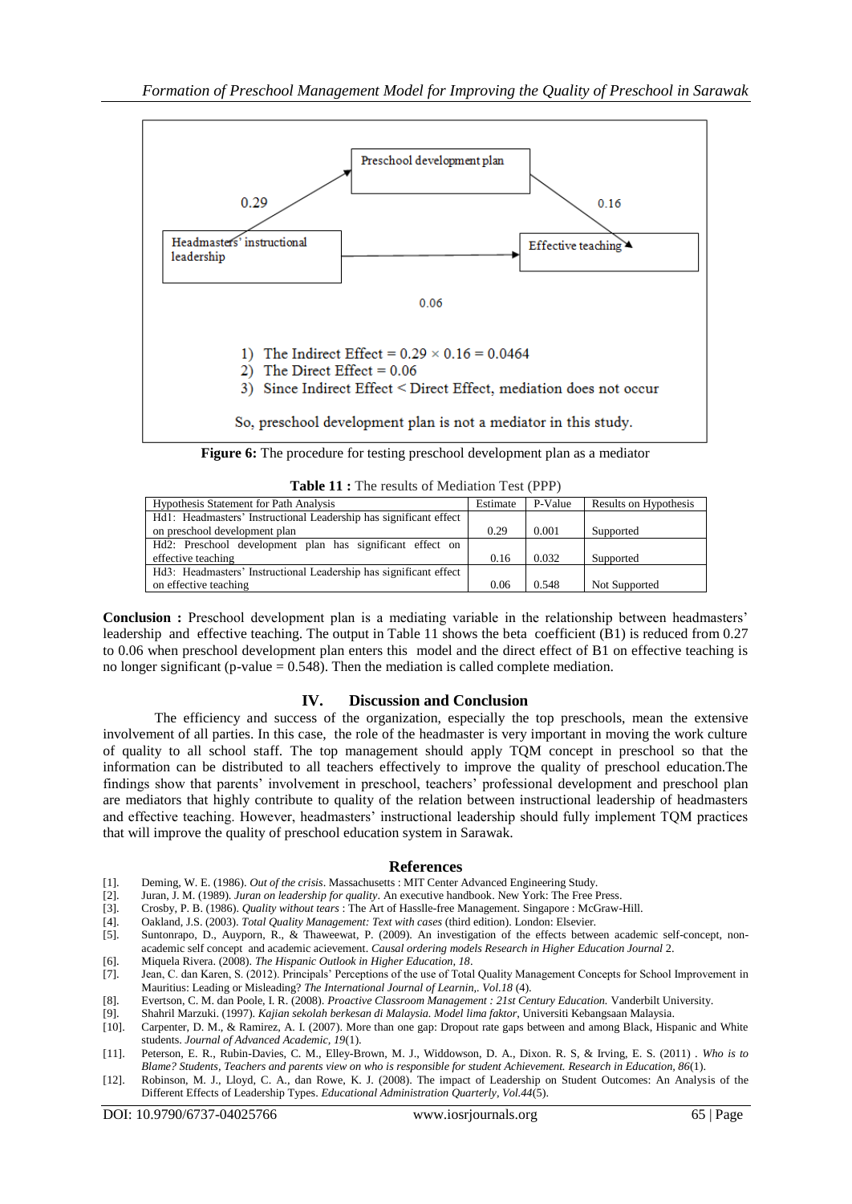Preschool development plan

0.29

0.16

Headmasters' instructional leadership

Effective teaching

0.06

1) The Indirect Effect = 0.29 × 0.16 = 0.0464
2) The Direct Effect = 0.06
3) Since Indirect Effect < Direct Effect, mediation does not occur

So, preschool development plan is not a mediator in this study.

**Figure 6:** The procedure for testing preschool development plan as a mediator

**Table 11 :** The results of Mediation Test (PPP)

| Hypothesis Statement for Path Analysis | Estimate | P-Value | Results on Hypothesis |
|---|---|---|---|
| Hd1: Headmasters' Instructional Leadership has significant effect on preschool development plan | 0.29 | 0.001 | Supported |
| Hd2: Preschool development plan has significant effect on effective teaching | 0.16 | 0.032 | Supported |
| Hd3: Headmasters' Instructional Leadership has significant effect on effective teaching | 0.06 | 0.548 | Not Supported |

**Conclusion :** Preschool development plan is a mediating variable in the relationship between headmasters' leadership and effective teaching. The output in Table 11 shows the beta coefficient (B1) is reduced from 0.27 to 0.06 when preschool development plan enters this model and the direct effect of B1 on effective teaching is no longer significant (p-value = 0.548). Then the mediation is called complete mediation.

## IV. Discussion and Conclusion

The efficiency and success of the organization, especially the top preschools, mean the extensive involvement of all parties. In this case, the role of the headmaster is very important in moving the work culture of quality to all school staff. The top management should apply TQM concept in preschool so that the information can be distributed to all teachers effectively to improve the quality of preschool education.The findings show that parents' involvement in preschool, teachers' professional development and preschool plan are mediators that highly contribute to quality of the relation between instructional leadership of headmasters and effective teaching. However, headmasters' instructional leadership should fully implement TQM practices that will improve the quality of preschool education system in Sarawak.

## References

[1]. Deming, W. E. (1986). *Out of the crisis*. Massachusetts : MIT Center Advanced Engineering Study.

[2]. Juran, J. M. (1989). *Juran on leadership for quality*. An executive handbook. New York: The Free Press.

[3]. Crosby, P. B. (1986). *Quality without tears* : The Art of Hasslle-free Management. Singapore : McGraw-Hill.

[4]. Oakland, J.S. (2003). *Total Quality Management: Text with cases* (third edition). London: Elsevier.

[5]. Suntonrapo, D., Auyporn, R., & Thaweewat, P. (2009). An investigation of the effects between academic self-concept, non-academic self concept and academic acievement. *Causal ordering models Research in Higher Education Journal* 2.

[6]. Miquela Rivera. (2008). *The Hispanic Outlook in Higher Education, 18*.

[7]. Jean, C. dan Karen, S. (2012). Principals' Perceptions of the use of Total Quality Management Concepts for School Improvement in Mauritius: Leading or Misleading? *The International Journal of Learnin,. Vol.18* (4).

[8]. Evertson, C. M. dan Poole, I. R. (2008). *Proactive Classroom Management : 21st Century Education.* Vanderbilt University.

[9]. Shahril Marzuki. (1997). *Kajian sekolah berkesan di Malaysia. Model lima faktor*, Universiti Kebangsaan Malaysia.

[10]. Carpenter, D. M., & Ramirez, A. I. (2007). More than one gap: Dropout rate gaps between and among Black, Hispanic and White students. *Journal of Advanced Academic, 19*(1).

[11]. Peterson, E. R., Rubin-Davies, C. M., Elley-Brown, M. J., Widdowson, D. A., Dixon. R. S, & Irving, E. S. (2011) . *Who is to Blame? Students, Teachers and parents view on who is responsible for student Achievement. Research in Education, 86*(1).

[12]. Robinson, M. J., Lloyd, C. A., dan Rowe, K. J. (2008). The impact of Leadership on Student Outcomes: An Analysis of the Different Effects of Leadership Types. *Educational Administration Quarterly, Vol.44*(5).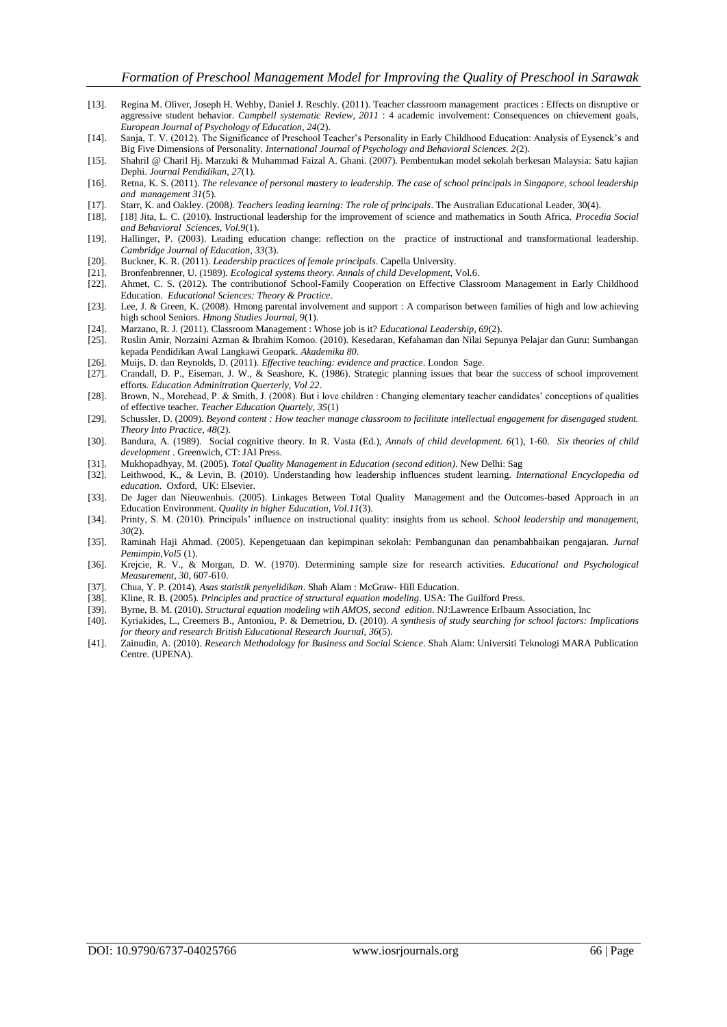[13]. Regina M. Oliver, Joseph H. Wehby, Daniel J. Reschly. (2011). Teacher classroom management practices : Effects on disruptive or aggressive student behavior. *Campbell systematic Review, 2011* : 4 academic involvement: Consequences on chievement goals, *European Journal of Psychology of Education, 24*(2).

[14]. Sanja, T. V. (2012). The Significance of Preschool Teacher's Personality in Early Childhood Education: Analysis of Eysenck's and Big Five Dimensions of Personality. *International Journal of Psychology and Behavioral Sciences. 2*(2).

[15]. Shahril @ Charil Hj. Marzuki & Muhammad Faizal A. Ghani. (2007). Pembentukan model sekolah berkesan Malaysia: Satu kajian Dephi. *Journal Pendidikan, 27*(1).

[16]. Retna, K. S. (2011). *The relevance of personal mastery to leadership. The case of school principals in Singapore, school leadership and management 31*(5).

[17]. Starr, K. and Oakley. (2008*). Teachers leading learning: The role of principals*. The Australian Educational Leader, 30(4).

[18]. [18] Jita, L. C. (2010). Instructional leadership for the improvement of science and mathematics in South Africa. *Procedia Social and Behavioral Sciences, Vol.9*(1).

[19]. Hallinger, P. (2003). Leading education change: reflection on the practice of instructional and transformational leadership. *Cambridge Journal of Education, 33*(3).

[20]. Buckner, K. R. (2011). *Leadership practices of female principals*. Capella University.

[21]. Bronfenbrenner, U. (1989). *Ecological systems theory. Annals of child Development*, Vol.6.

[22]. Ahmet, C. S. (2012). The contributionof School-Family Cooperation on Effective Classroom Management in Early Childhood Education. *Educational Sciences: Theory & Practice*.

[23]. Lee, J. & Green, K. (2008). Hmong parental involvement and support : A comparison between families of high and low achieving high school Seniors. *Hmong Studies Journal, 9*(1).

[24]. Marzano, R. J. (2011). Classroom Management : Whose job is it? *Educational Leadership, 69*(2).

[25]. Ruslin Amir, Norzaini Azman & Ibrahim Komoo. (2010). Kesedaran, Kefahaman dan Nilai Sepunya Pelajar dan Guru: Sumbangan kepada Pendidikan Awal Langkawi Geopark. *Akademika 80*.

[26]. Muijs, D. dan Reynolds, D. (2011). *Effective teaching: evidence and practice*. London Sage.

[27]. Crandall, D. P., Eiseman, J. W., & Seashore, K. (1986). Strategic planning issues that bear the success of school improvement efforts. *Education Adminitration Querterly, Vol 22*.

[28]. Brown, N., Morehead, P. & Smith, J. (2008). But i love children : Changing elementary teacher candidates' conceptions of qualities of effective teacher. *Teacher Education Quartely, 35*(1)

[29]. Schussler, D. (2009). *Beyond content : How teacher manage classroom to facilitate intellectual engagement for disengaged student. Theory Into Practice, 48*(2).

[30]. Bandura, A. (1989). Social cognitive theory. In R. Vasta (Ed.), *Annals of child development. 6*(1), 1-60. *Six theories of child development* . Greenwich, CT: JAI Press.

[31]. Mukhopadhyay, M. (2005). *Total Quality Management in Education (second edition)*. New Delhi: Sag

[32]. Leithwood, K., & Levin, B. (2010). Understanding how leadership influences student learning. *International Encyclopedia od education*. Oxford, UK: Elsevier.

[33]. De Jager dan Nieuwenhuis. (2005). Linkages Between Total Quality Management and the Outcomes-based Approach in an Education Environment. *Quality in higher Education, Vol.11*(3).

[34]. Printy, S. M. (2010). Principals' influence on instructional quality: insights from us school. *School leadership and management, 30*(2).

[35]. Raminah Haji Ahmad. (2005). Kepengetuaan dan kepimpinan sekolah: Pembangunan dan penambahbaikan pengajaran. *Jurnal Pemimpin,Vol5* (1).

[36]. Krejcie, R. V., & Morgan, D. W. (1970). Determining sample size for research activities. *Educational and Psychological Measurement, 30*, 607-610.

[37]. Chua, Y. P. (2014). *Asas statistik penyelidikan*. Shah Alam : McGraw- Hill Education.

[38]. Kline, R. B. (2005). *Principles and practice of structural equation modeling*. USA: The Guilford Press.

[39]. Byrne, B. M. (2010). *Structural equation modeling wtih AMOS, second edition*. NJ:Lawrence Erlbaum Association, Inc

[40]. Kyriakides, L., Creemers B., Antoniou, P. & Demetriou, D. (2010). *A synthesis of study searching for school factors: Implications for theory and research British Educational Research Journal, 36*(5).

[41]. Zainudin, A. (2010). *Research Methodology for Business and Social Science*. Shah Alam: Universiti Teknologi MARA Publication Centre. (UPENA).